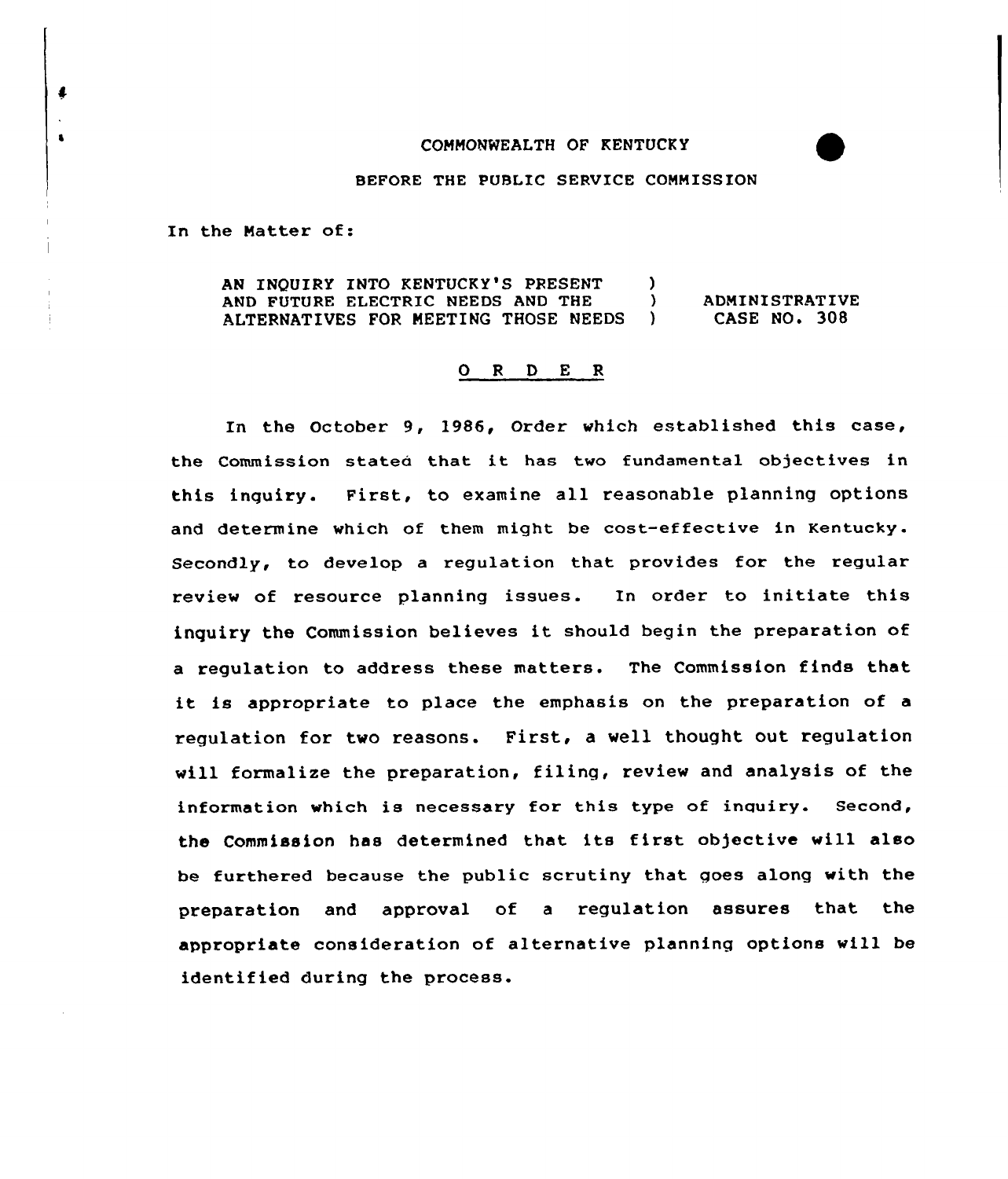COMMONWEALTH OF KENTUCKY

BEFORE THE PUBLIC SERVICE COMMISSION

In the Matter of:

AN INQUIRY INTO KENTUCKY'S PRESENT AND FUTURE ELECTRIC NEEDS AND THE ALTERNATIVES FOR MEETING THOSE NEEDS ) ADMINISTRATIVE CASE NO. 308

# O R D E R

In the October 9, 1986, Order which established this case, the Commission stated that it has two fundamental objectives in this inquiry. First, to examine all reasonable planning options and determine which of them might be cost-effective in Kentucky. Secondly, to develop a regulation that provides for the regular review of resource planning issues. In order to initiate this inquiry the Commission believes it should begin the preparation of a regulation to address these matters. The Commission finds that it is appropriate to place the emphasis on the preparation of a regulation for two reasons. First, a well thought out regulation will formalize the preparation, filing, review and analysis of the information which is necessary for this type of inquiry. Second, the Commission has determined that its first objective will also be furthered because the public scrutiny that goes along with the preparation and approval of a regulation assures that the appropriate consideration of alternative planning options will be identified during the process.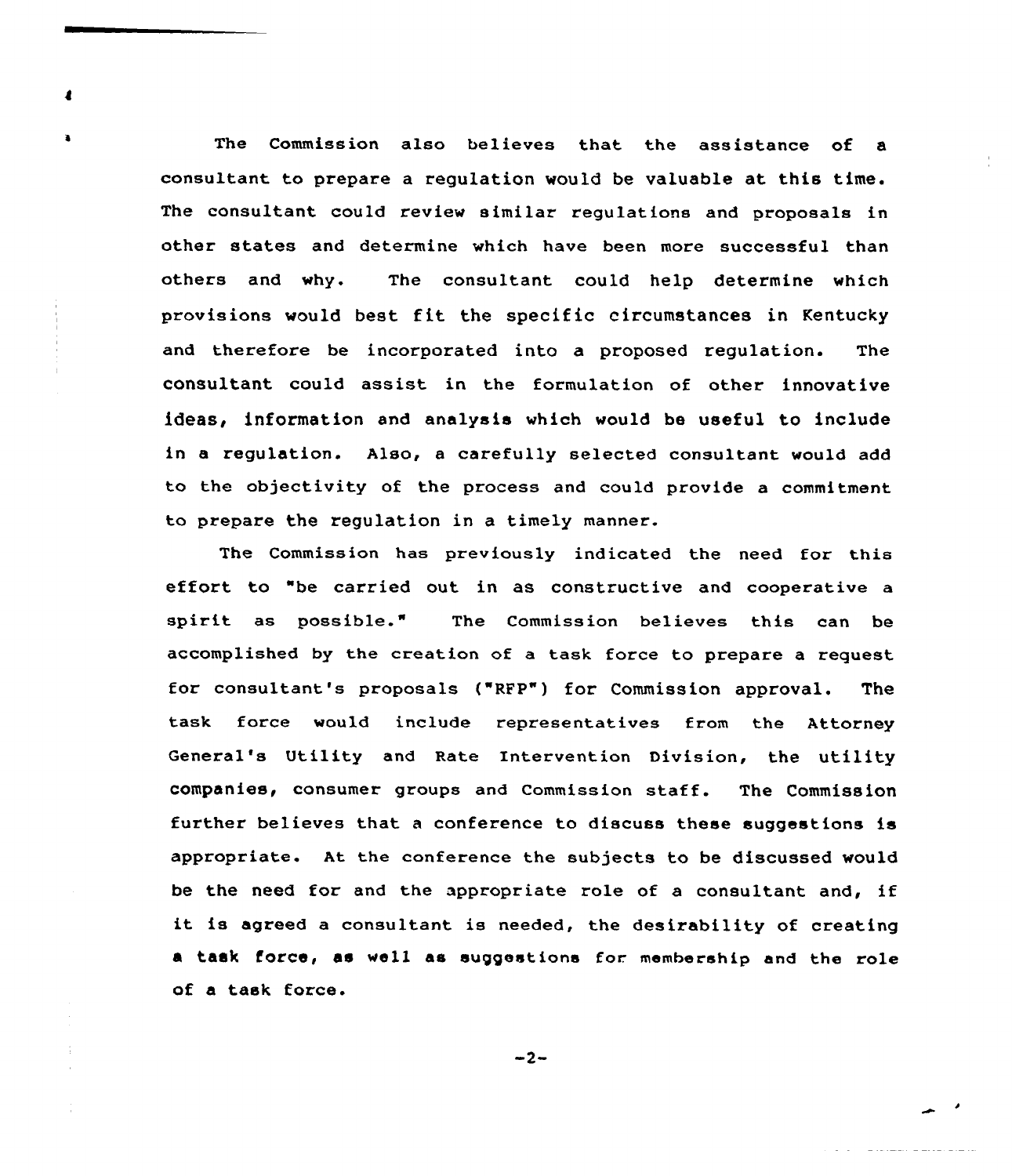The Commission also believes that the assistance of a consultant to prepare a regulation would be valuable at this time. The consultant could review similar regulations and proposals in other states and determine which have been more successful than others and why. The consultant could help determine which provisions would best fit the specific circumstances in Kentucky and therefore be incorporated into a proposed regulation. The consultant could assist in the formulation of other innovative ideas, information and analysis which would be useful to include in a regulation. Also, a carefully selected consultant would add to the objectivity of the process and could provide a commitment to prepare the regulation in a timely manner.

The Commission has previously indicated the need for this effort to "be carried out in as constructive and cooperative a spirit as possible." The Commission believes this can be accomplished by the creation of a task force to prepare a request for consultant's proposals ("RFP") for Commission approval. The task force would include representatives from the Attorney General's Utility and Rate Intervention Division, the utility companies, consumer groups and Commission staff. The Commission further believes that a conference to discuss these suggestions is appropriate. At the conference the subjects to be discussed would be the need for and the appropriate role of a consultant and, if it is agreed a consultant is needed, the desirability of creating a task force, as well as suggestions for membership and the role of a task force.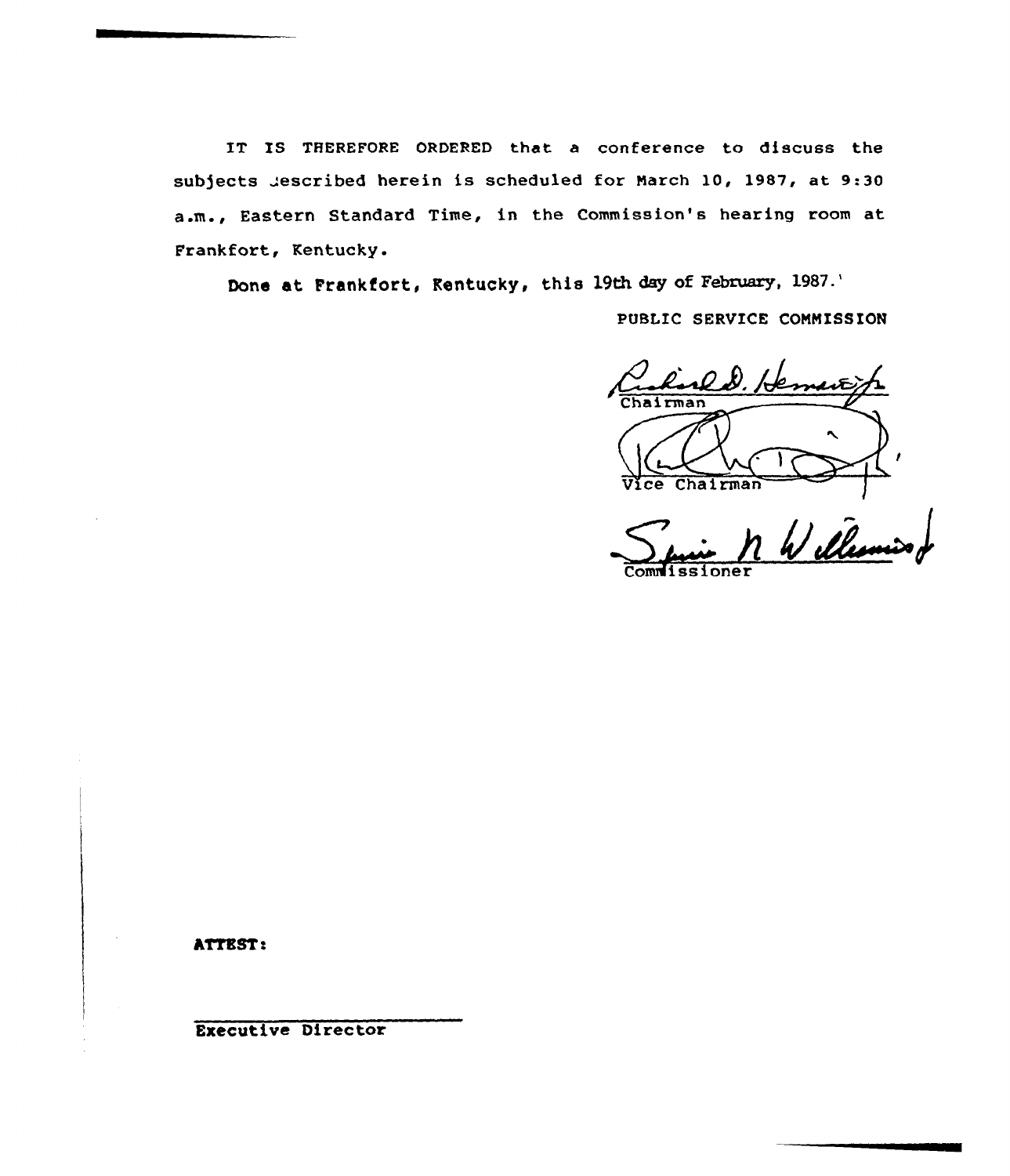IT IS THEREFORE ORDERED that a conference to discuss the subjects described herein is scheduled for March 10, 1987, at 9:30 a.m., Eastern Standard Time, in the Commission's hearing room at Frankfort, Kentucky.

Done at Frankfort, Kentucky, this 19th day of February, 1987.

PUBLIC SERVICE COMMISSION

Chairman

Vice Chairman

Commissioner

ATTEST:

Executive Director